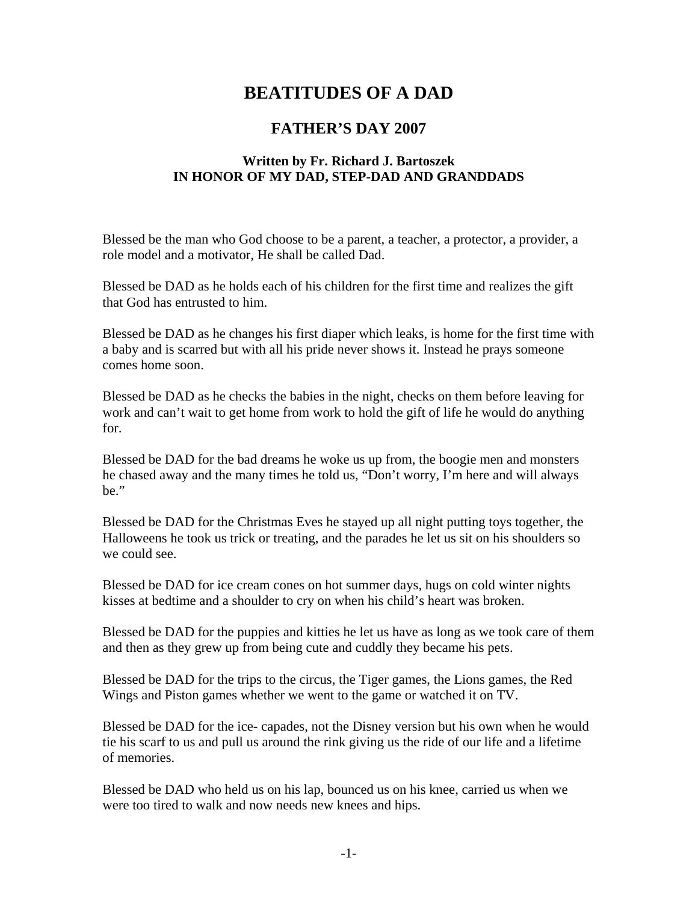# BEATITUDES OF A DAD

## FATHER'S DAY 2007

### Written by Fr. Richard J. Bartoszek
### IN HONOR OF MY DAD, STEP-DAD AND GRANDDADS

Blessed be the man who God choose to be a parent, a teacher, a protector, a provider, a role model and a motivator, He shall be called Dad.

Blessed be DAD as he holds each of his children for the first time and realizes the gift that God has entrusted to him.

Blessed be DAD as he changes his first diaper which leaks, is home for the first time with a baby and is scarred but with all his pride never shows it. Instead he prays someone comes home soon.

Blessed be DAD as he checks the babies in the night, checks on them before leaving for work and can't wait to get home from work to hold the gift of life he would do anything for.

Blessed be DAD for the bad dreams he woke us up from, the boogie men and monsters he chased away and the many times he told us, "Don't worry, I'm here and will always be."

Blessed be DAD for the Christmas Eves he stayed up all night putting toys together, the Halloweens he took us trick or treating, and the parades he let us sit on his shoulders so we could see.

Blessed be DAD for ice cream cones on hot summer days, hugs on cold winter nights kisses at bedtime and a shoulder to cry on when his child's heart was broken.

Blessed be DAD for the puppies and kitties he let us have as long as we took care of them and then as they grew up from being cute and cuddly they became his pets.

Blessed be DAD for the trips to the circus, the Tiger games, the Lions games, the Red Wings and Piston games whether we went to the game or watched it on TV.

Blessed be DAD for the ice- capades, not the Disney version but his own when he would tie his scarf to us and pull us around the rink giving us the ride of our life and a lifetime of memories.

Blessed be DAD who held us on his lap, bounced us on his knee, carried us when we were too tired to walk and now needs new knees and hips.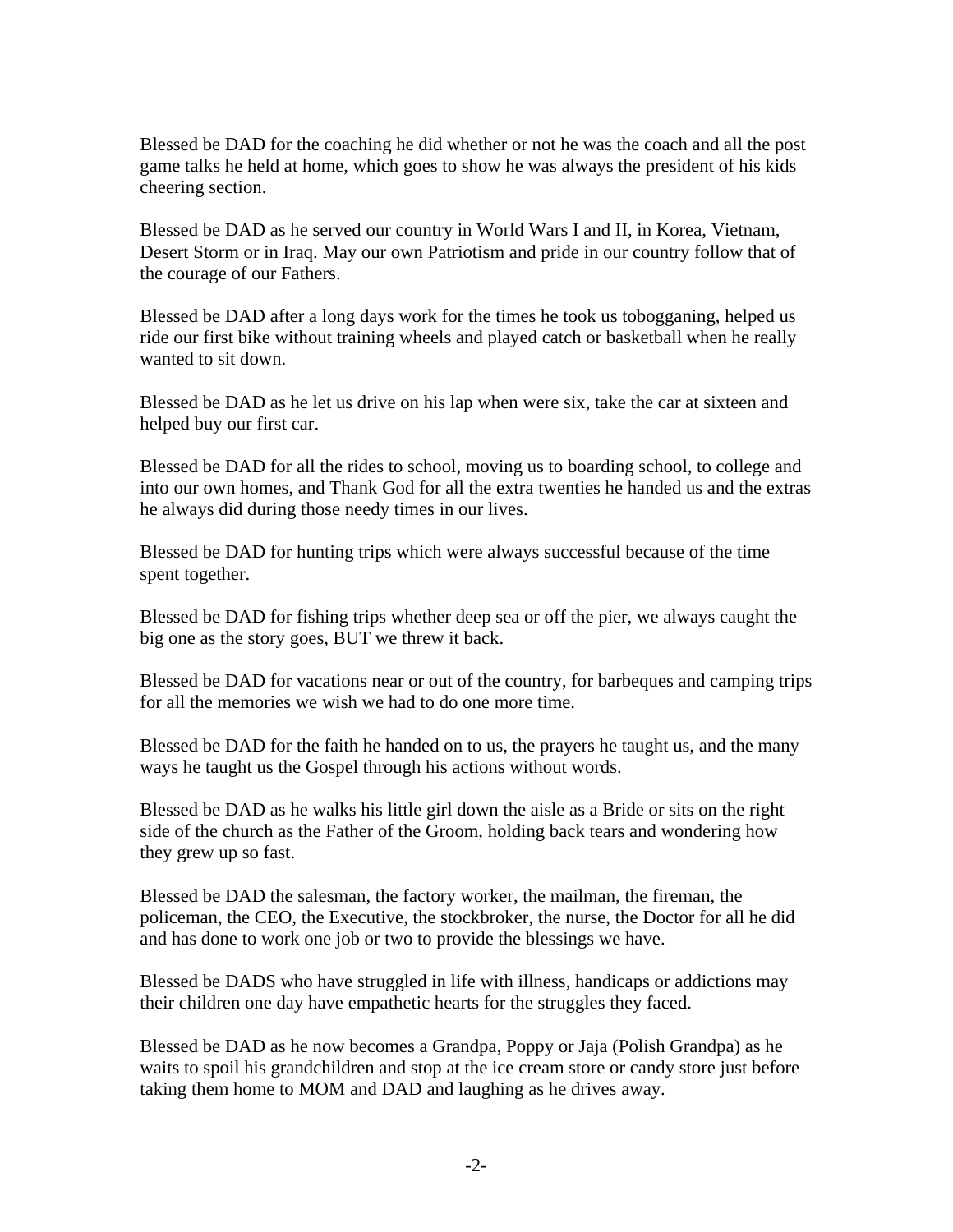Blessed be DAD for the coaching he did whether or not he was the coach and all the post game talks he held at home, which goes to show he was always the president of his kids cheering section.

Blessed be DAD as he served our country in World Wars I and II, in Korea, Vietnam, Desert Storm or in Iraq. May our own Patriotism and pride in our country follow that of the courage of our Fathers.

Blessed be DAD after a long days work for the times he took us tobogganing, helped us ride our first bike without training wheels and played catch or basketball when he really wanted to sit down.

Blessed be DAD as he let us drive on his lap when were six, take the car at sixteen and helped buy our first car.

Blessed be DAD for all the rides to school, moving us to boarding school, to college and into our own homes, and Thank God for all the extra twenties he handed us and the extras he always did during those needy times in our lives.

Blessed be DAD for hunting trips which were always successful because of the time spent together.

Blessed be DAD for fishing trips whether deep sea or off the pier, we always caught the big one as the story goes, BUT we threw it back.

Blessed be DAD for vacations near or out of the country, for barbeques and camping trips for all the memories we wish we had to do one more time.

Blessed be DAD for the faith he handed on to us, the prayers he taught us, and the many ways he taught us the Gospel through his actions without words.

Blessed be DAD as he walks his little girl down the aisle as a Bride or sits on the right side of the church as the Father of the Groom, holding back tears and wondering how they grew up so fast.

Blessed be DAD the salesman, the factory worker, the mailman, the fireman, the policeman, the CEO, the Executive, the stockbroker, the nurse, the Doctor for all he did and has done to work one job or two to provide the blessings we have.

Blessed be DADS who have struggled in life with illness, handicaps or addictions may their children one day have empathetic hearts for the struggles they faced.

Blessed be DAD as he now becomes a Grandpa, Poppy or Jaja (Polish Grandpa) as he waits to spoil his grandchildren and stop at the ice cream store or candy store just before taking them home to MOM and DAD and laughing as he drives away.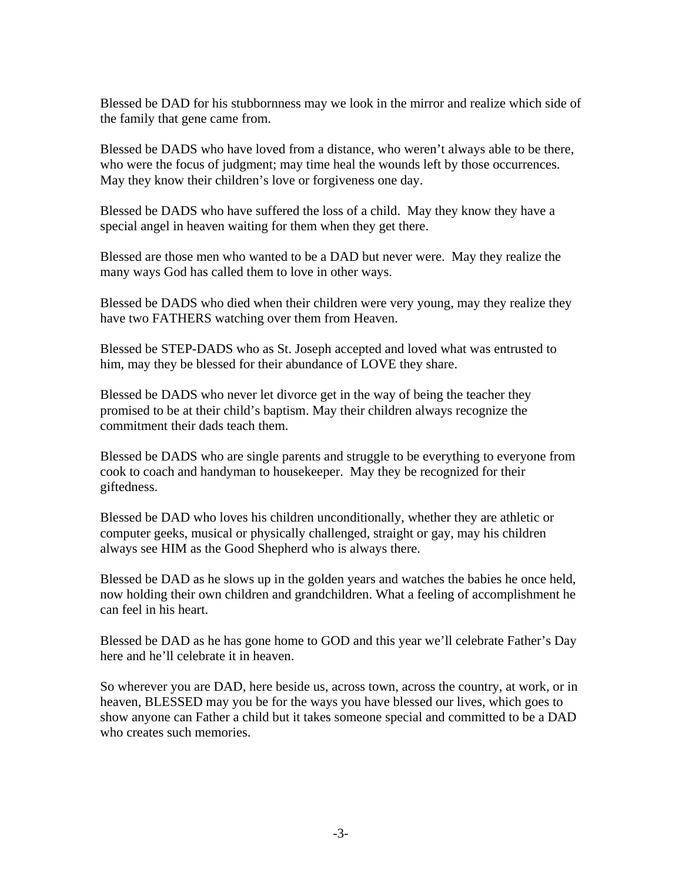Blessed be DAD for his stubbornness may we look in the mirror and realize which side of the family that gene came from.

Blessed be DADS who have loved from a distance, who weren't always able to be there, who were the focus of judgment; may time heal the wounds left by those occurrences. May they know their children's love or forgiveness one day.

Blessed be DADS who have suffered the loss of a child. May they know they have a special angel in heaven waiting for them when they get there.

Blessed are those men who wanted to be a DAD but never were. May they realize the many ways God has called them to love in other ways.

Blessed be DADS who died when their children were very young, may they realize they have two FATHERS watching over them from Heaven.

Blessed be STEP-DADS who as St. Joseph accepted and loved what was entrusted to him, may they be blessed for their abundance of LOVE they share.

Blessed be DADS who never let divorce get in the way of being the teacher they promised to be at their child's baptism. May their children always recognize the commitment their dads teach them.

Blessed be DADS who are single parents and struggle to be everything to everyone from cook to coach and handyman to housekeeper. May they be recognized for their giftedness.

Blessed be DAD who loves his children unconditionally, whether they are athletic or computer geeks, musical or physically challenged, straight or gay, may his children always see HIM as the Good Shepherd who is always there.

Blessed be DAD as he slows up in the golden years and watches the babies he once held, now holding their own children and grandchildren. What a feeling of accomplishment he can feel in his heart.

Blessed be DAD as he has gone home to GOD and this year we'll celebrate Father's Day here and he'll celebrate it in heaven.

So wherever you are DAD, here beside us, across town, across the country, at work, or in heaven, BLESSED may you be for the ways you have blessed our lives, which goes to show anyone can Father a child but it takes someone special and committed to be a DAD who creates such memories.